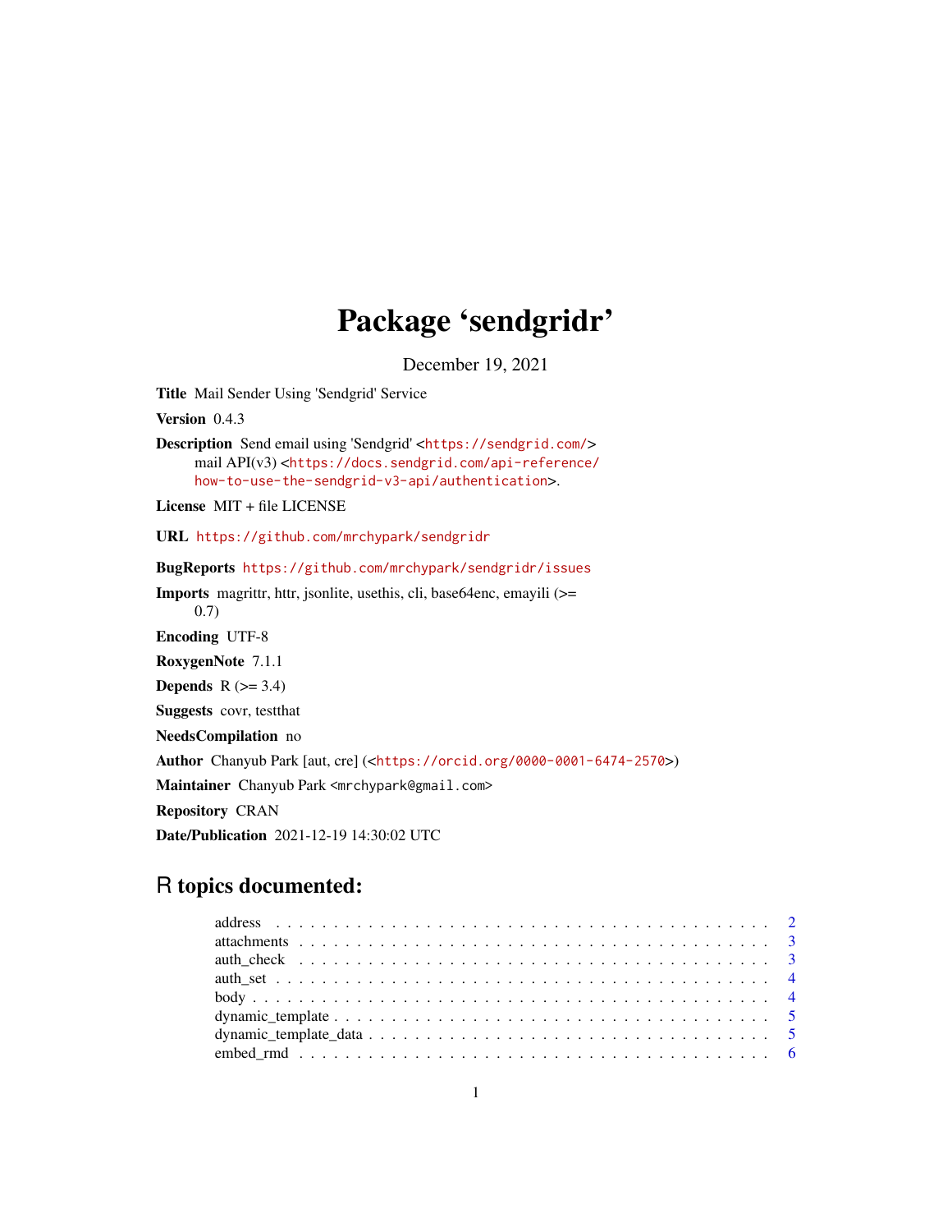# Package 'sendgridr'

December 19, 2021

**Title** Mail Sender Using 'Sendgrid' Service

**Version** 0.4.3

**Description** Send email using 'Sendgrid' <https://sendgrid.com/> mail API(v3) <https://docs.sendgrid.com/api-reference/how-to-use-the-sendgrid-v3-api/authentication>.

**License** MIT + file LICENSE

**URL** https://github.com/mrchypark/sendgridr

**BugReports** https://github.com/mrchypark/sendgridr/issues

**Imports** magrittr, httr, jsonlite, usethis, cli, base64enc, emayili (>= 0.7)

**Encoding** UTF-8

**RoxygenNote** 7.1.1

**Depends** R (>= 3.4)

**Suggests** covr, testthat

**NeedsCompilation** no

**Author** Chanyub Park [aut, cre] (<https://orcid.org/0000-0001-6474-2570>)

**Maintainer** Chanyub Park <mrchypark@gmail.com>

**Repository** CRAN

**Date/Publication** 2021-12-19 14:30:02 UTC

## R topics documented:

- address . . . . . . . . . . . . . . . . . . . . . . . . . . . . . . . . . . . . . . . . . . 2
- attachments . . . . . . . . . . . . . . . . . . . . . . . . . . . . . . . . . . . . . . . . 3
- auth_check . . . . . . . . . . . . . . . . . . . . . . . . . . . . . . . . . . . . . . . . 3
- auth_set . . . . . . . . . . . . . . . . . . . . . . . . . . . . . . . . . . . . . . . . . . 4
- body . . . . . . . . . . . . . . . . . . . . . . . . . . . . . . . . . . . . . . . . . . . . 4
- dynamic_template . . . . . . . . . . . . . . . . . . . . . . . . . . . . . . . . . . . . 5
- dynamic_template_data . . . . . . . . . . . . . . . . . . . . . . . . . . . . . . . . 5
- embed_rmd . . . . . . . . . . . . . . . . . . . . . . . . . . . . . . . . . . . . . . . . 6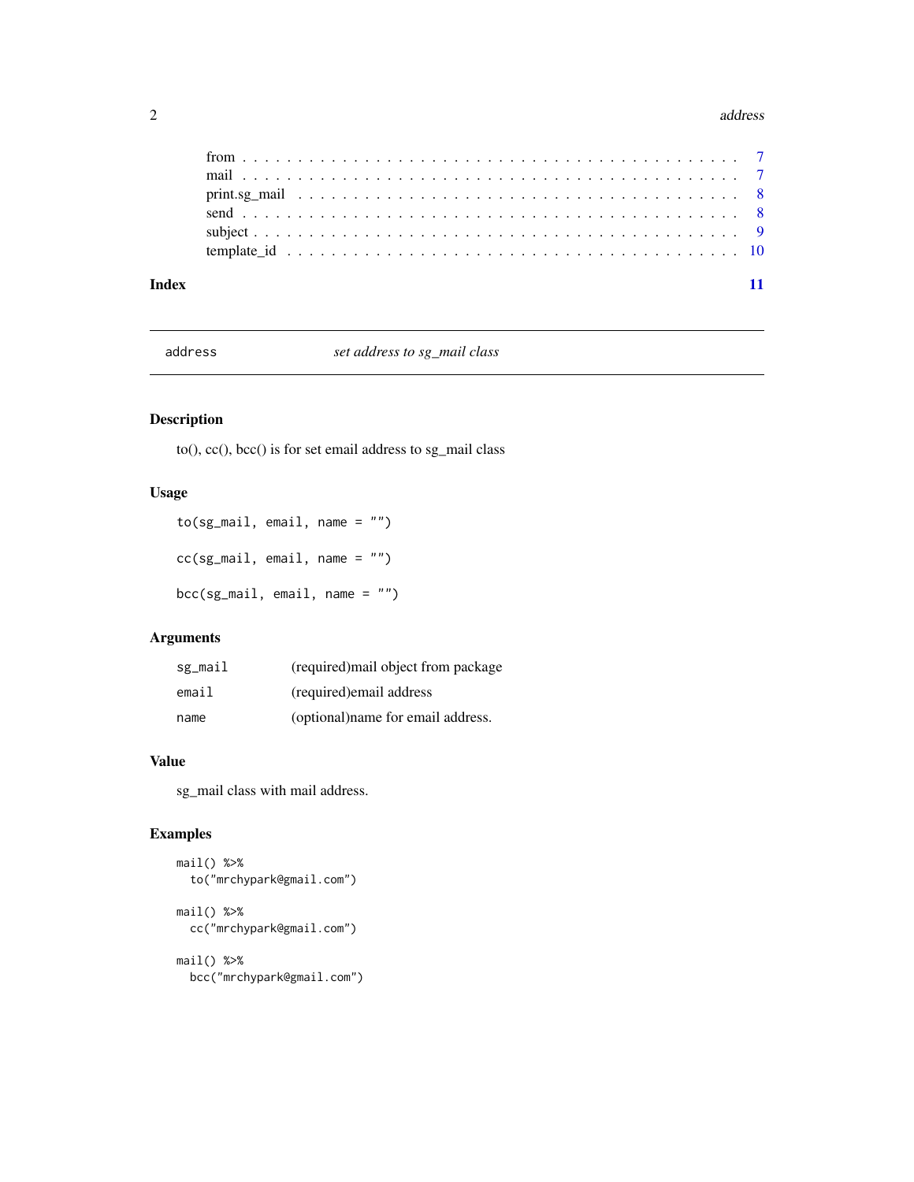from . . . . . . . . . . . . . . . . . . . . . . . . . . . . . . . . . . . . . . . . . . 7
mail . . . . . . . . . . . . . . . . . . . . . . . . . . . . . . . . . . . . . . . . . . 7
print.sg_mail . . . . . . . . . . . . . . . . . . . . . . . . . . . . . . . . . . . . . . 8
send . . . . . . . . . . . . . . . . . . . . . . . . . . . . . . . . . . . . . . . . . . 8
subject . . . . . . . . . . . . . . . . . . . . . . . . . . . . . . . . . . . . . . . . . 9
template_id . . . . . . . . . . . . . . . . . . . . . . . . . . . . . . . . . . . . . . 10

**Index** **11**

---

## address — *set address to sg_mail class*

### Description

to(), cc(), bcc() is for set email address to sg_mail class

### Usage

```
to(sg_mail, email, name = "")

cc(sg_mail, email, name = "")

bcc(sg_mail, email, name = "")
```

### Arguments

| | |
|---|---|
| sg_mail | (required)mail object from package |
| email | (required)email address |
| name | (optional)name for email address. |

### Value

sg_mail class with mail address.

### Examples

```
mail() %>%
  to("mrchypark@gmail.com")

mail() %>%
  cc("mrchypark@gmail.com")

mail() %>%
  bcc("mrchypark@gmail.com")
```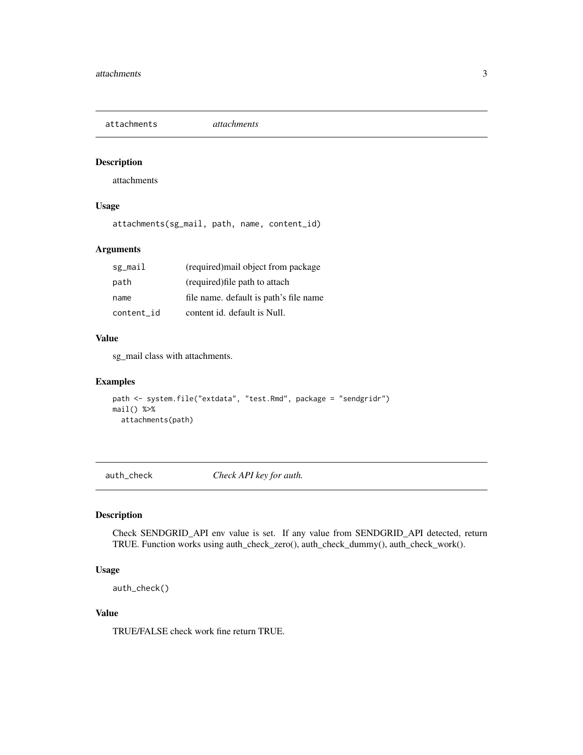## attachments — *attachments*

### Description

attachments

### Usage

```
attachments(sg_mail, path, name, content_id)
```

### Arguments

| | |
|---|---|
| `sg_mail` | (required)mail object from package |
| `path` | (required)file path to attach |
| `name` | file name. default is path's file name |
| `content_id` | content id. default is Null. |

### Value

sg_mail class with attachments.

### Examples

```
path <- system.file("extdata", "test.Rmd", package = "sendgridr")
mail() %>%
  attachments(path)
```

## auth_check — *Check API key for auth.*

### Description

Check SENDGRID_API env value is set. If any value from SENDGRID_API detected, return TRUE. Function works using auth_check_zero(), auth_check_dummy(), auth_check_work().

### Usage

```
auth_check()
```

### Value

TRUE/FALSE check work fine return TRUE.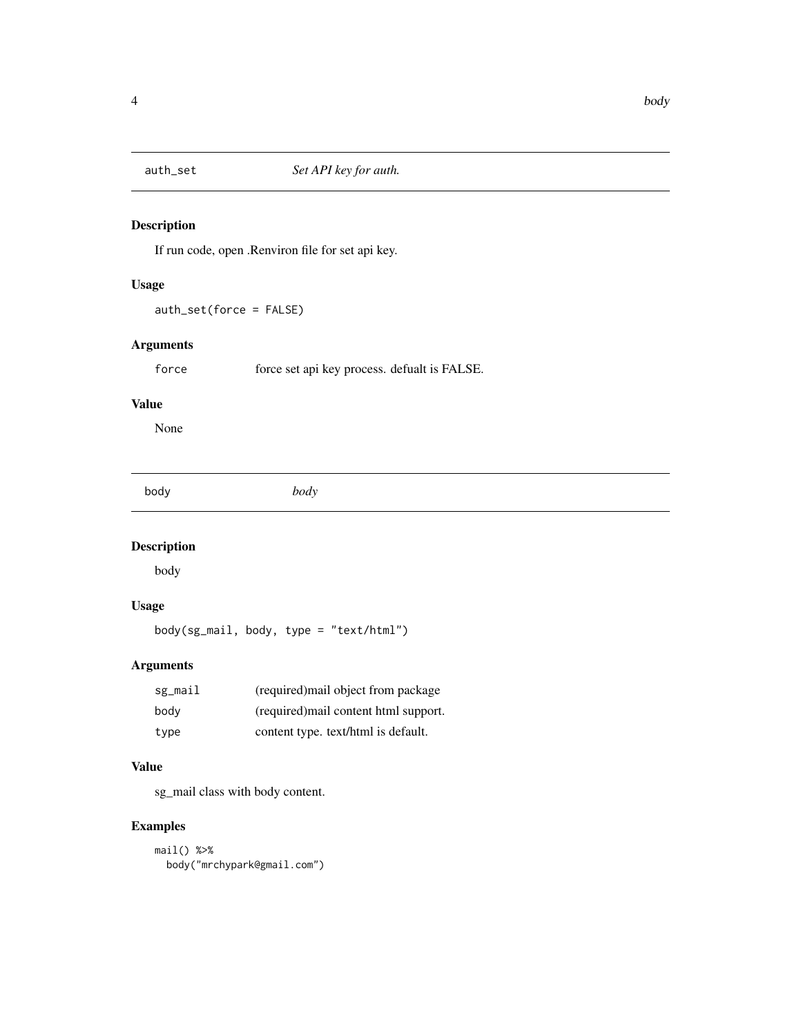## auth_set — *Set API key for auth.*

### Description

If run code, open .Renviron file for set api key.

### Usage

```
auth_set(force = FALSE)
```

### Arguments

| | |
|---|---|
| force | force set api key process. defualt is FALSE. |

### Value

None

## body — *body*

### Description

body

### Usage

```
body(sg_mail, body, type = "text/html")
```

### Arguments

| | |
|---|---|
| sg_mail | (required)mail object from package |
| body | (required)mail content html support. |
| type | content type. text/html is default. |

### Value

sg_mail class with body content.

### Examples

```
mail() %>%
  body("mrchypark@gmail.com")
```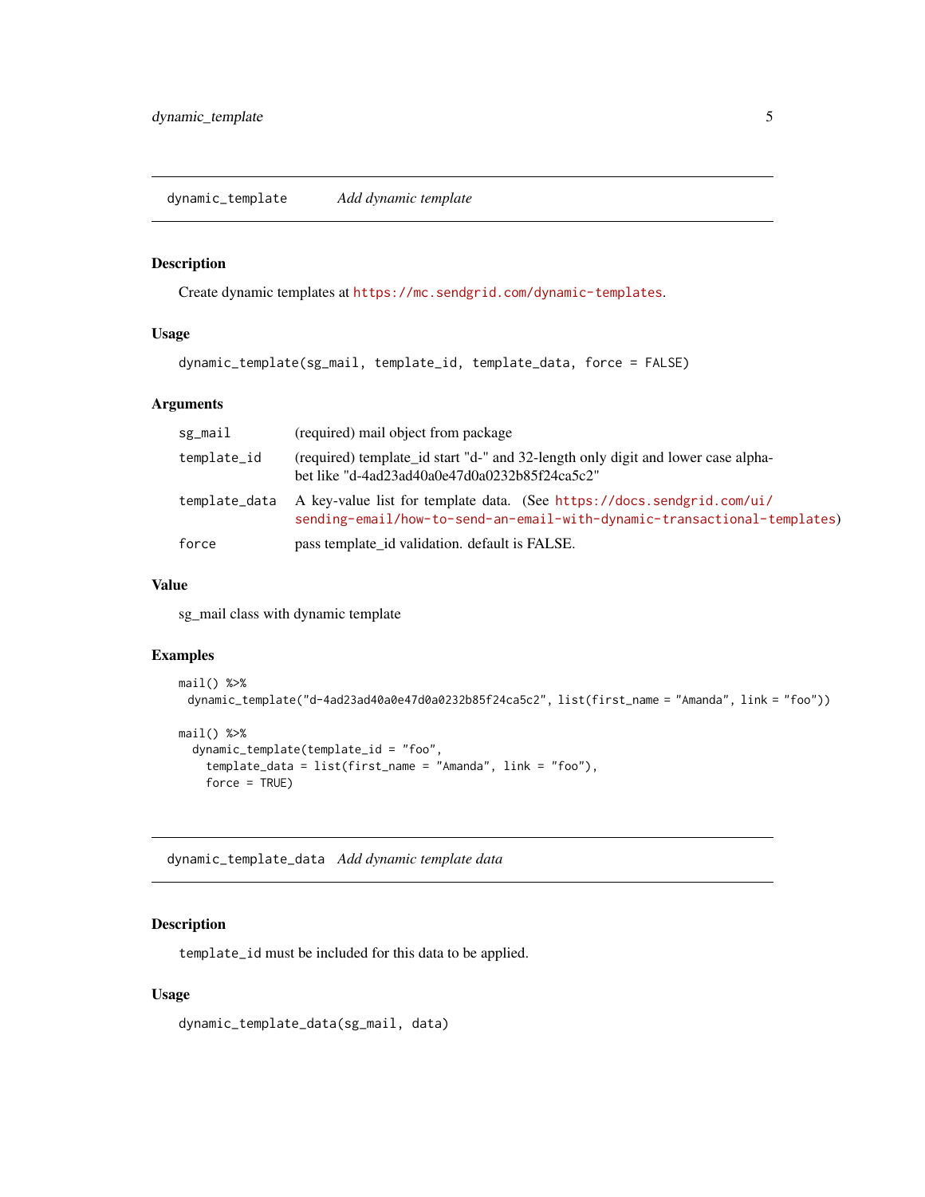## dynamic_template *Add dynamic template*

### Description

Create dynamic templates at https://mc.sendgrid.com/dynamic-templates.

### Usage

```
dynamic_template(sg_mail, template_id, template_data, force = FALSE)
```

### Arguments

| | |
|---|---|
| `sg_mail` | (required) mail object from package |
| `template_id` | (required) template_id start "d-" and 32-length only digit and lower case alphabet like "d-4ad23ad40a0e47d0a0232b85f24ca5c2" |
| `template_data` | A key-value list for template data. (See https://docs.sendgrid.com/ui/sending-email/how-to-send-an-email-with-dynamic-transactional-templates) |
| `force` | pass template_id validation. default is FALSE. |

### Value

sg_mail class with dynamic template

### Examples

```
mail() %>%
  dynamic_template("d-4ad23ad40a0e47d0a0232b85f24ca5c2", list(first_name = "Amanda", link = "foo"))

mail() %>%
  dynamic_template(template_id = "foo",
    template_data = list(first_name = "Amanda", link = "foo"),
    force = TRUE)
```

## dynamic_template_data *Add dynamic template data*

### Description

`template_id` must be included for this data to be applied.

### Usage

```
dynamic_template_data(sg_mail, data)
```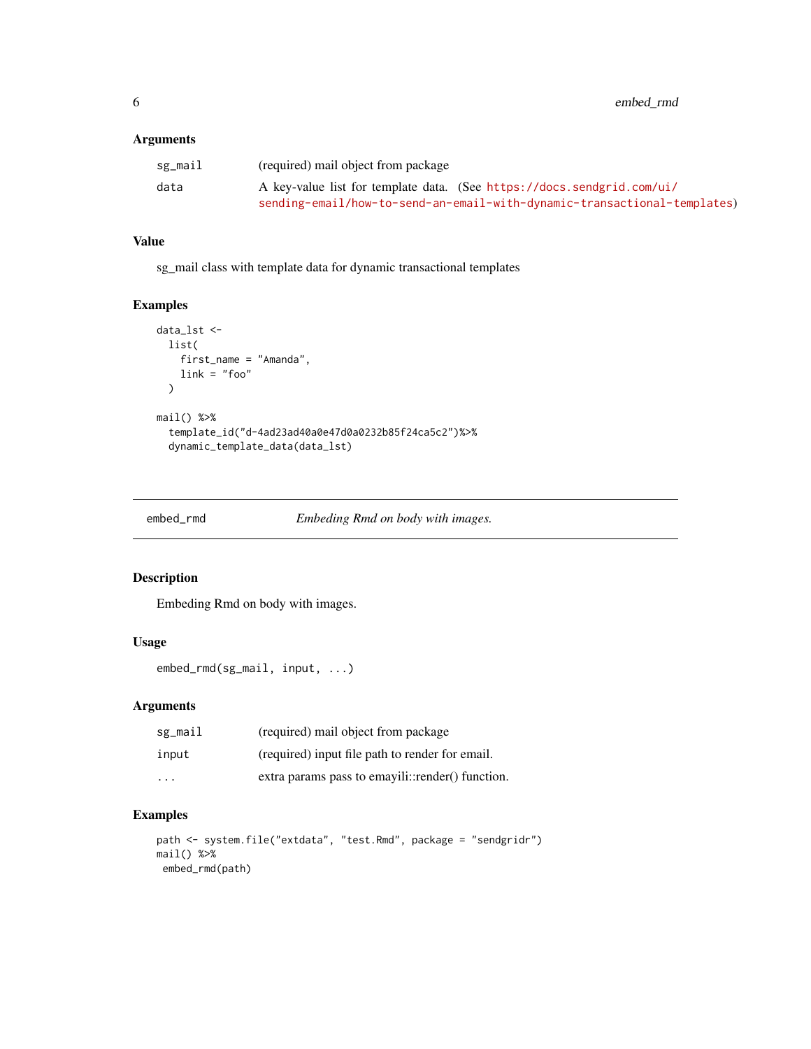### Arguments

| | |
|---|---|
| sg_mail | (required) mail object from package |
| data | A key-value list for template data. (See https://docs.sendgrid.com/ui/sending-email/how-to-send-an-email-with-dynamic-transactional-templates) |

### Value

sg_mail class with template data for dynamic transactional templates

### Examples

```
data_lst <-
  list(
    first_name = "Amanda",
    link = "foo"
  )

mail() %>%
  template_id("d-4ad23ad40a0e47d0a0232b85f24ca5c2")%>%
  dynamic_template_data(data_lst)
```

---

## embed_rmd — *Embeding Rmd on body with images.*

### Description

Embeding Rmd on body with images.

### Usage

```
embed_rmd(sg_mail, input, ...)
```

### Arguments

| | |
|---|---|
| sg_mail | (required) mail object from package |
| input | (required) input file path to render for email. |
| ... | extra params pass to emayili::render() function. |

### Examples

```
path <- system.file("extdata", "test.Rmd", package = "sendgridr")
mail() %>%
 embed_rmd(path)
```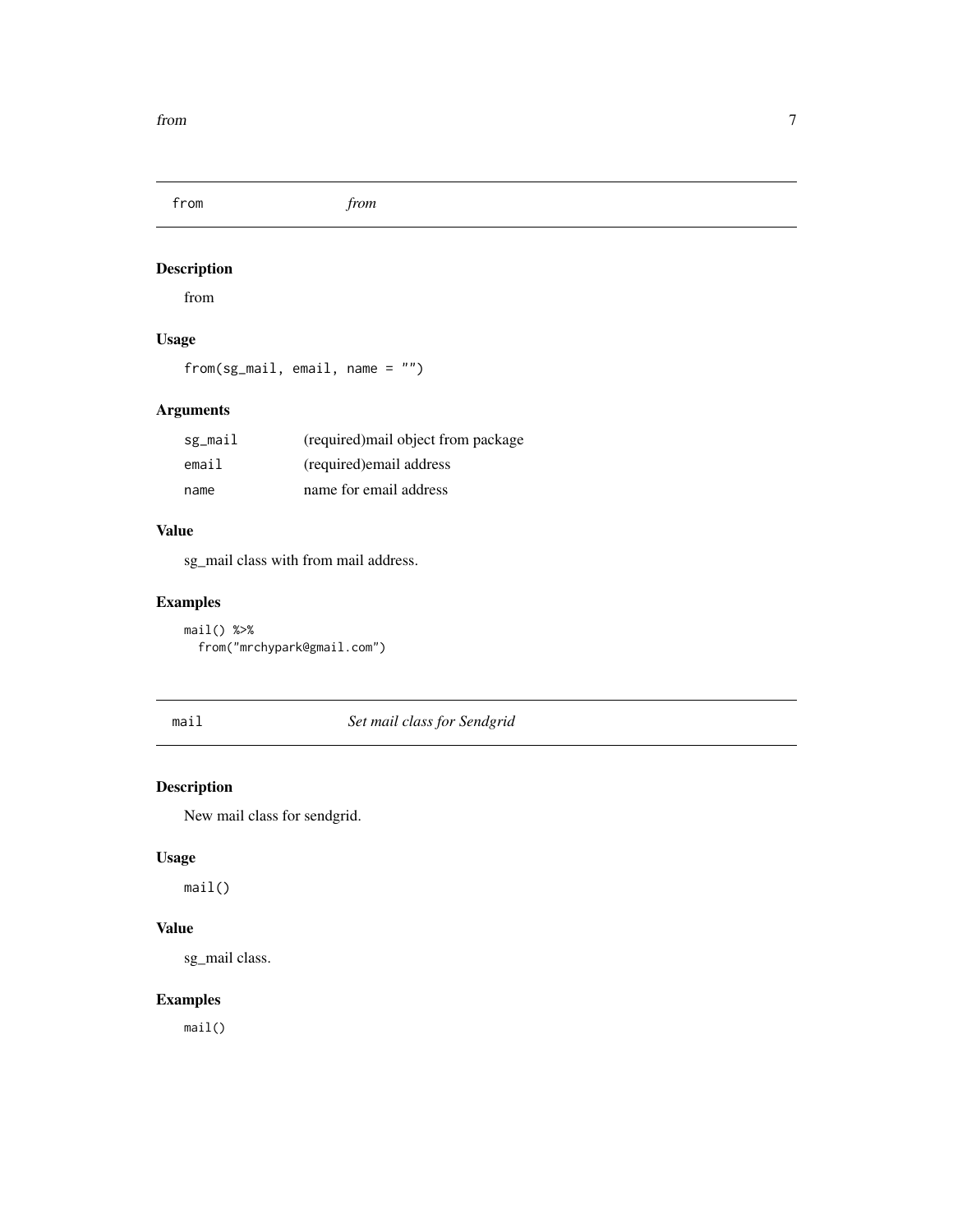## from — *from*

### Description

from

### Usage

```
from(sg_mail, email, name = "")
```

### Arguments

| | |
|---|---|
| sg_mail | (required)mail object from package |
| email | (required)email address |
| name | name for email address |

### Value

sg_mail class with from mail address.

### Examples

```
mail() %>%
  from("mrchypark@gmail.com")
```

## mail — *Set mail class for Sendgrid*

### Description

New mail class for sendgrid.

### Usage

```
mail()
```

### Value

sg_mail class.

### Examples

```
mail()
```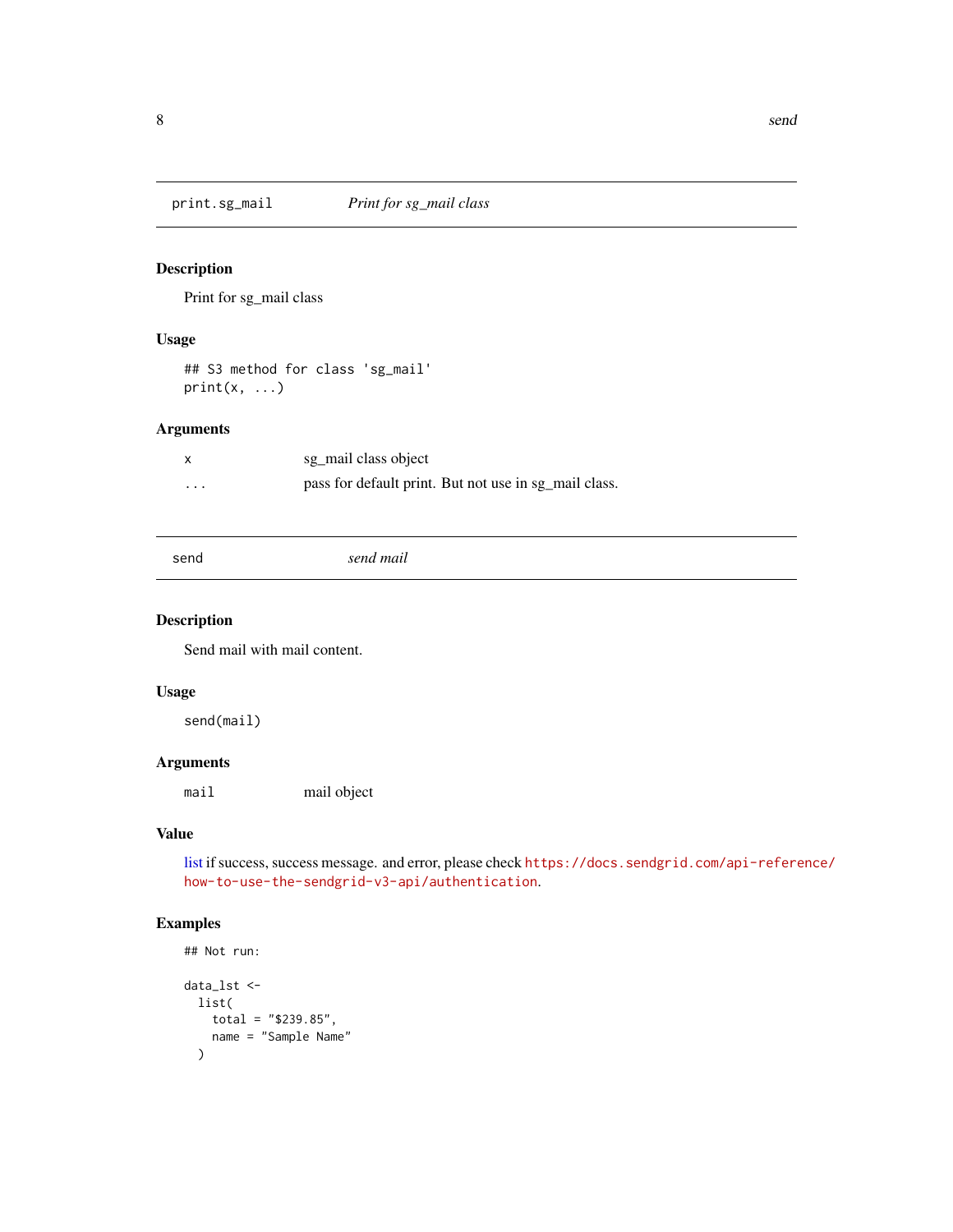## print.sg_mail *Print for sg_mail class*

### Description

Print for sg_mail class

### Usage

```
## S3 method for class 'sg_mail'
print(x, ...)
```

### Arguments

| | |
|---|---|
| x | sg_mail class object |
| ... | pass for default print. But not use in sg_mail class. |

## send *send mail*

### Description

Send mail with mail content.

### Usage

```
send(mail)
```

### Arguments

| | |
|---|---|
| mail | mail object |

### Value

list if success, success message. and error, please check https://docs.sendgrid.com/api-reference/how-to-use-the-sendgrid-v3-api/authentication.

### Examples

```
## Not run:

data_lst <-
  list(
    total = "$239.85",
    name = "Sample Name"
  )
```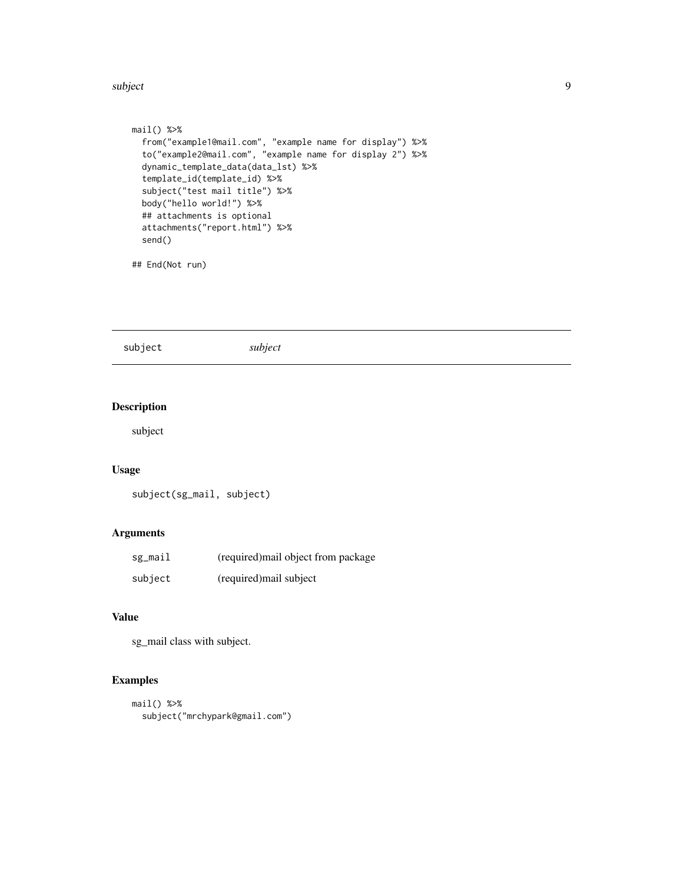```
mail() %>%
  from("example1@mail.com", "example name for display") %>%
  to("example2@mail.com", "example name for display 2") %>%
  dynamic_template_data(data_lst) %>%
  template_id(template_id) %>%
  subject("test mail title") %>%
  body("hello world!") %>%
  ## attachments is optional
  attachments("report.html") %>%
  send()

## End(Not run)
```

---

`subject` *subject*

---

## Description

subject

## Usage

```
subject(sg_mail, subject)
```

## Arguments

| | |
|---|---|
| `sg_mail` | (required)mail object from package |
| `subject` | (required)mail subject |

## Value

sg_mail class with subject.

## Examples

```
mail() %>%
  subject("mrchypark@gmail.com")
```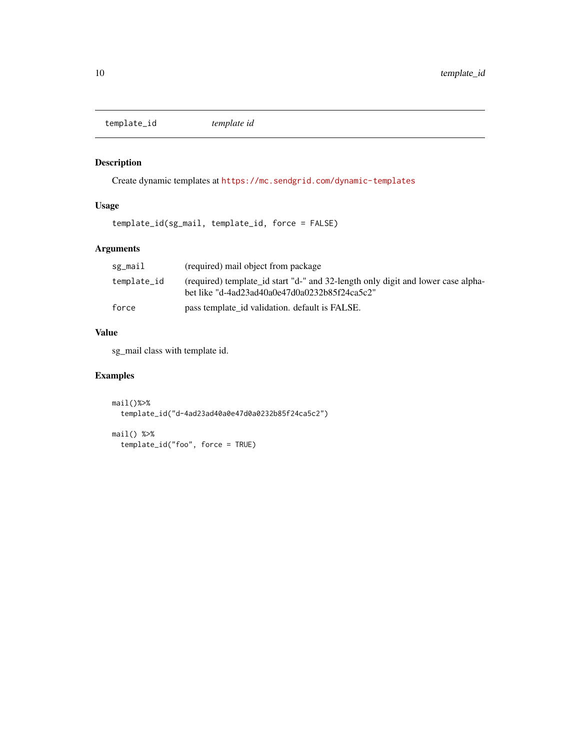## template_id — *template id*

### Description

Create dynamic templates at https://mc.sendgrid.com/dynamic-templates

### Usage

```
template_id(sg_mail, template_id, force = FALSE)
```

### Arguments

| | |
|---|---|
| `sg_mail` | (required) mail object from package |
| `template_id` | (required) template_id start "d-" and 32-length only digit and lower case alphabet like "d-4ad23ad40a0e47d0a0232b85f24ca5c2" |
| `force` | pass template_id validation. default is FALSE. |

### Value

sg_mail class with template id.

### Examples

```
mail()%>%
  template_id("d-4ad23ad40a0e47d0a0232b85f24ca5c2")

mail() %>%
  template_id("foo", force = TRUE)
```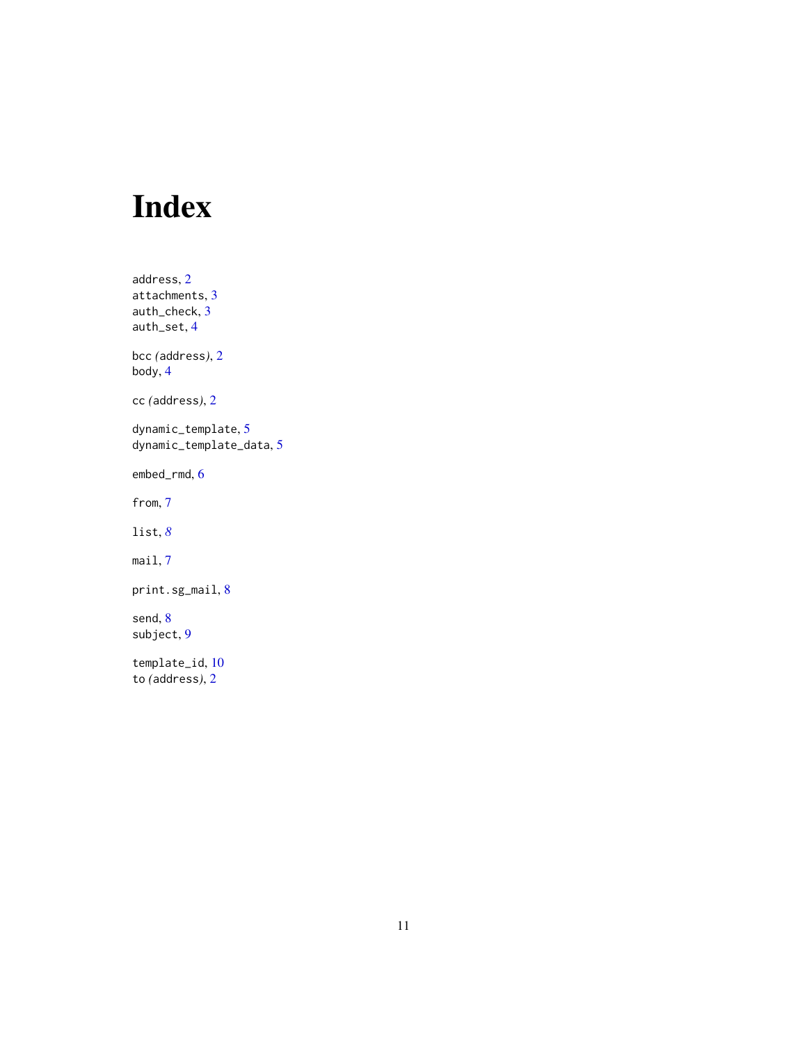# Index

address, 2
attachments, 3
auth_check, 3
auth_set, 4

bcc *(address)*, 2
body, 4

cc *(address)*, 2

dynamic_template, 5
dynamic_template_data, 5

embed_rmd, 6

from, 7

list, *8*

mail, 7

print.sg_mail, 8

send, 8
subject, 9

template_id, 10
to *(address)*, 2